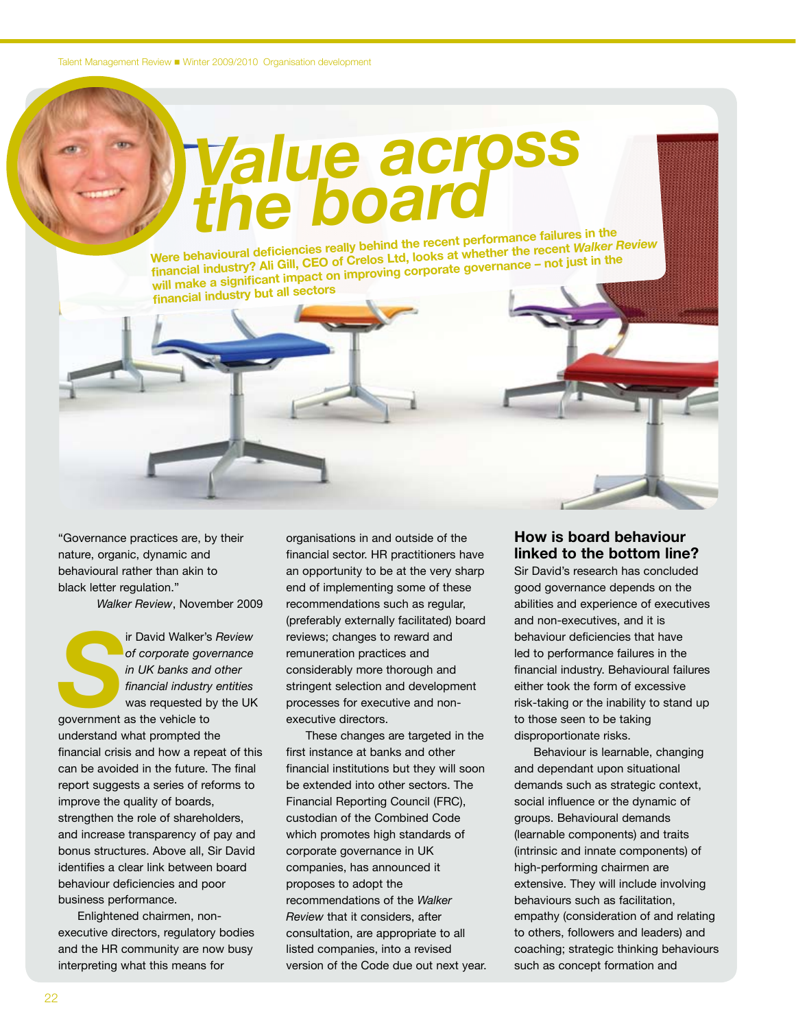# Value across the board

**Were behavioural deficiencies really behind the recent performance failures in the financial industry? Ali Gill, CEO of Crelos Ltd, looks at whether the recent *Walker Review* will make a significant impact on improving corporate governance – not just in the financial industry but all sectors**

"Governance practices are, by their nature, organic, dynamic and behavioural rather than akin to black letter regulation."

*Walker Review*, November 2009

Sir David Walker's *Review of corporate governance in UK banks and other financial industry entities* was requested by the UK government as the vehicle to understand what prompted the financial crisis and how a repeat of this can be avoided in the future. The final report suggests a series of reforms to improve the quality of boards, strengthen the role of shareholders, and increase transparency of pay and bonus structures. Above all, Sir David identifies a clear link between board behaviour deficiencies and poor business performance.

Enlightened chairmen, non-executive directors, regulatory bodies and the HR community are now busy interpreting what this means for organisations in and outside of the financial sector. HR practitioners have an opportunity to be at the very sharp end of implementing some of these recommendations such as regular, (preferably externally facilitated) board reviews; changes to reward and remuneration practices and considerably more thorough and stringent selection and development processes for executive and non-executive directors.

These changes are targeted in the first instance at banks and other financial institutions but they will soon be extended into other sectors. The Financial Reporting Council (FRC), custodian of the Combined Code which promotes high standards of corporate governance in UK companies, has announced it proposes to adopt the recommendations of the *Walker Review* that it considers, after consultation, are appropriate to all listed companies, into a revised version of the Code due out next year.

## How is board behaviour linked to the bottom line?

Sir David's research has concluded good governance depends on the abilities and experience of executives and non-executives, and it is behaviour deficiencies that have led to performance failures in the financial industry. Behavioural failures either took the form of excessive risk-taking or the inability to stand up to those seen to be taking disproportionate risks.

Behaviour is learnable, changing and dependant upon situational demands such as strategic context, social influence or the dynamic of groups. Behavioural demands (learnable components) and traits (intrinsic and innate components) of high-performing chairmen are extensive. They will include involving behaviours such as facilitation, empathy (consideration of and relating to others, followers and leaders) and coaching; strategic thinking behaviours such as concept formation and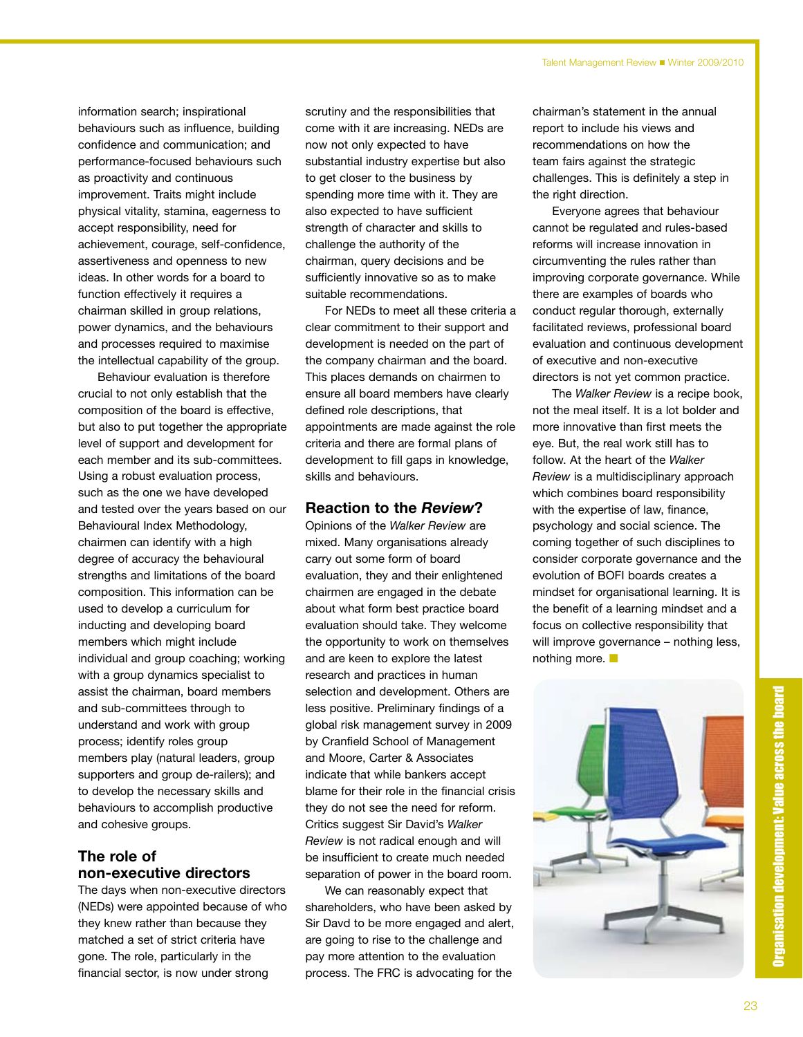information search; inspirational behaviours such as influence, building confidence and communication; and performance-focused behaviours such as proactivity and continuous improvement. Traits might include physical vitality, stamina, eagerness to accept responsibility, need for achievement, courage, self-confidence, assertiveness and openness to new ideas. In other words for a board to function effectively it requires a chairman skilled in group relations, power dynamics, and the behaviours and processes required to maximise the intellectual capability of the group.

Behaviour evaluation is therefore crucial to not only establish that the composition of the board is effective, but also to put together the appropriate level of support and development for each member and its sub-committees. Using a robust evaluation process, such as the one we have developed and tested over the years based on our Behavioural Index Methodology, chairmen can identify with a high degree of accuracy the behavioural strengths and limitations of the board composition. This information can be used to develop a curriculum for inducting and developing board members which might include individual and group coaching; working with a group dynamics specialist to assist the chairman, board members and sub-committees through to understand and work with group process; identify roles group members play (natural leaders, group supporters and group de-railers); and to develop the necessary skills and behaviours to accomplish productive and cohesive groups.

## The role of non-executive directors

The days when non-executive directors (NEDs) were appointed because of who they knew rather than because they matched a set of strict criteria have gone. The role, particularly in the financial sector, is now under strong scrutiny and the responsibilities that come with it are increasing. NEDs are now not only expected to have substantial industry expertise but also to get closer to the business by spending more time with it. They are also expected to have sufficient strength of character and skills to challenge the authority of the chairman, query decisions and be sufficiently innovative so as to make suitable recommendations.

For NEDs to meet all these criteria a clear commitment to their support and development is needed on the part of the company chairman and the board. This places demands on chairmen to ensure all board members have clearly defined role descriptions, that appointments are made against the role criteria and there are formal plans of development to fill gaps in knowledge, skills and behaviours.

## Reaction to the *Review*?

Opinions of the *Walker Review* are mixed. Many organisations already carry out some form of board evaluation, they and their enlightened chairmen are engaged in the debate about what form best practice board evaluation should take. They welcome the opportunity to work on themselves and are keen to explore the latest research and practices in human selection and development. Others are less positive. Preliminary findings of a global risk management survey in 2009 by Cranfield School of Management and Moore, Carter & Associates indicate that while bankers accept blame for their role in the financial crisis they do not see the need for reform. Critics suggest Sir David's *Walker Review* is not radical enough and will be insufficient to create much needed separation of power in the board room.

We can reasonably expect that shareholders, who have been asked by Sir Davd to be more engaged and alert, are going to rise to the challenge and pay more attention to the evaluation process. The FRC is advocating for the chairman's statement in the annual report to include his views and recommendations on how the team fairs against the strategic challenges. This is definitely a step in the right direction.

Everyone agrees that behaviour cannot be regulated and rules-based reforms will increase innovation in circumventing the rules rather than improving corporate governance. While there are examples of boards who conduct regular thorough, externally facilitated reviews, professional board evaluation and continuous development of executive and non-executive directors is not yet common practice.

The *Walker Review* is a recipe book, not the meal itself. It is a lot bolder and more innovative than first meets the eye. But, the real work still has to follow. At the heart of the *Walker Review* is a multidisciplinary approach which combines board responsibility with the expertise of law, finance, psychology and social science. The coming together of such disciplines to consider corporate governance and the evolution of BOFI boards creates a mindset for organisational learning. It is the benefit of a learning mindset and a focus on collective responsibility that will improve governance – nothing less, nothing more. ■